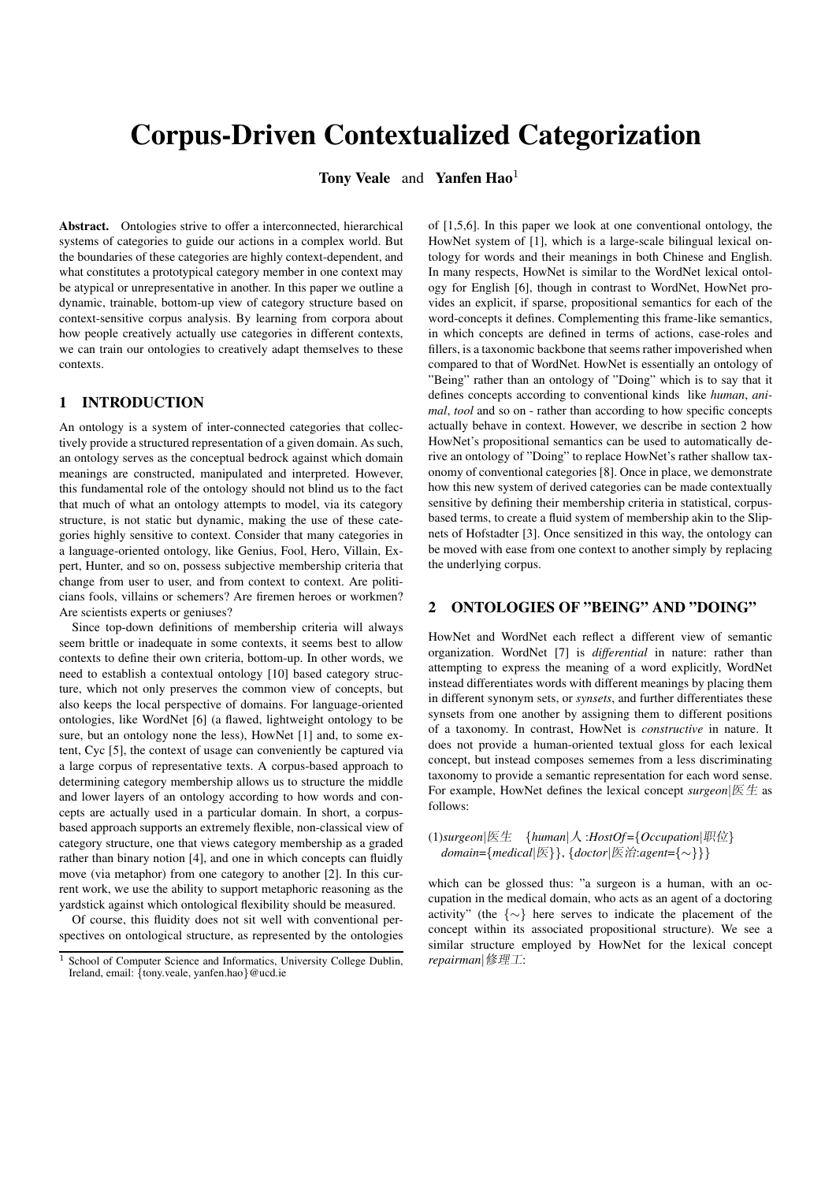# Corpus-Driven Contextualized Categorization

**Tony Veale** and **Yanfen Hao**[1]

**Abstract.** Ontologies strive to offer a interconnected, hierarchical systems of categories to guide our actions in a complex world. But the boundaries of these categories are highly context-dependent, and what constitutes a prototypical category member in one context may be atypical or unrepresentative in another. In this paper we outline a dynamic, trainable, bottom-up view of category structure based on context-sensitive corpus analysis. By learning from corpora about how people creatively actually use categories in different contexts, we can train our ontologies to creatively adapt themselves to these contexts.

## 1 INTRODUCTION

An ontology is a system of inter-connected categories that collectively provide a structured representation of a given domain. As such, an ontology serves as the conceptual bedrock against which domain meanings are constructed, manipulated and interpreted. However, this fundamental role of the ontology should not blind us to the fact that much of what an ontology attempts to model, via its category structure, is not static but dynamic, making the use of these categories highly sensitive to context. Consider that many categories in a language-oriented ontology, like Genius, Fool, Hero, Villain, Expert, Hunter, and so on, possess subjective membership criteria that change from user to user, and from context to context. Are politicians fools, villains or schemers? Are firemen heroes or workmen? Are scientists experts or geniuses?

Since top-down definitions of membership criteria will always seem brittle or inadequate in some contexts, it seems best to allow contexts to define their own criteria, bottom-up. In other words, we need to establish a contextual ontology [10] based category structure, which not only preserves the common view of concepts, but also keeps the local perspective of domains. For language-oriented ontologies, like WordNet [6] (a flawed, lightweight ontology to be sure, but an ontology none the less), HowNet [1] and, to some extent, Cyc [5], the context of usage can conveniently be captured via a large corpus of representative texts. A corpus-based approach to determining category membership allows us to structure the middle and lower layers of an ontology according to how words and concepts are actually used in a particular domain. In short, a corpus-based approach supports an extremely flexible, non-classical view of category structure, one that views category membership as a graded rather than binary notion [4], and one in which concepts can fluidly move (via metaphor) from one category to another [2]. In this current work, we use the ability to support metaphoric reasoning as the yardstick against which ontological flexibility should be measured.

Of course, this fluidity does not sit well with conventional perspectives on ontological structure, as represented by the ontologies of [1,5,6]. In this paper we look at one conventional ontology, the HowNet system of [1], which is a large-scale bilingual lexical ontology for words and their meanings in both Chinese and English. In many respects, HowNet is similar to the WordNet lexical ontology for English [6], though in contrast to WordNet, HowNet provides an explicit, if sparse, propositional semantics for each of the word-concepts it defines. Complementing this frame-like semantics, in which concepts are defined in terms of actions, case-roles and fillers, is a taxonomic backbone that seems rather impoverished when compared to that of WordNet. HowNet is essentially an ontology of "Being" rather than an ontology of "Doing" which is to say that it defines concepts according to conventional kinds like *human*, *animal*, *tool* and so on - rather than according to how specific concepts actually behave in context. However, we describe in section 2 how HowNet's propositional semantics can be used to automatically derive an ontology of "Doing" to replace HowNet's rather shallow taxonomy of conventional categories [8]. Once in place, we demonstrate how this new system of derived categories can be made contextually sensitive by defining their membership criteria in statistical, corpus-based terms, to create a fluid system of membership akin to the Slipnets of Hofstadter [3]. Once sensitized in this way, the ontology can be moved with ease from one context to another simply by replacing the underlying corpus.

## 2 ONTOLOGIES OF "BEING" AND "DOING"

HowNet and WordNet each reflect a different view of semantic organization. WordNet [7] is *differential* in nature: rather than attempting to express the meaning of a word explicitly, WordNet instead differentiates words with different meanings by placing them in different synonym sets, or *synsets*, and further differentiates these synsets from one another by assigning them to different positions of a taxonomy. In contrast, HowNet is *constructive* in nature. It does not provide a human-oriented textual gloss for each lexical concept, but instead composes sememes from a less discriminating taxonomy to provide a semantic representation for each word sense. For example, HowNet defines the lexical concept *surgeon*|医生 as follows:

(1)*surgeon*|医生 {*human*|人 :*HostOf*={*Occupation*|职位} *domain*={*medical*|医}}, {*doctor*|医治:*agent*={~}}}

which can be glossed thus: "a surgeon is a human, with an occupation in the medical domain, who acts as an agent of a doctoring activity" (the {~} here serves to indicate the placement of the concept within its associated propositional structure). We see a similar structure employed by HowNet for the lexical concept *repairman*|修理工:

[1] School of Computer Science and Informatics, University College Dublin, Ireland, email: {tony.veale, yanfen.hao}@ucd.ie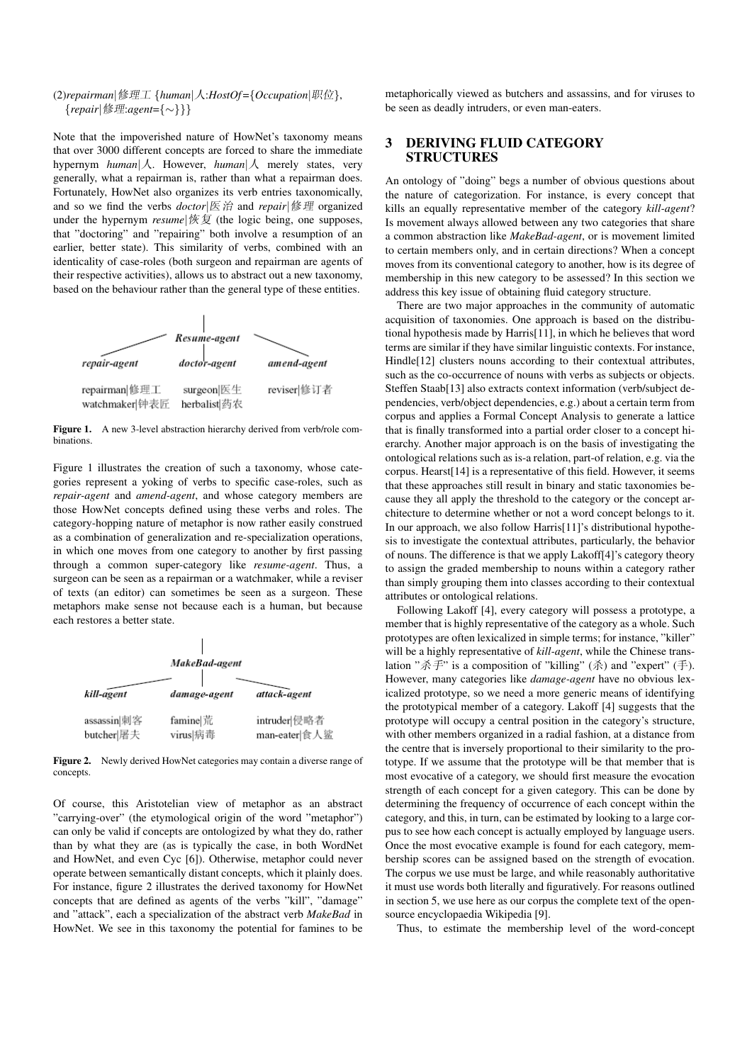(2)*repairman*|修理工 {*human*|人:*HostOf*={*Occupation*|职位}, {*repair*|修理:*agent*={~}}}

Note that the impoverished nature of HowNet's taxonomy means that over 3000 different concepts are forced to share the immediate hypernym *human*|人. However, *human*|人 merely states, very generally, what a repairman is, rather than what a repairman does. Fortunately, HowNet also organizes its verb entries taxonomically, and so we find the verbs *doctor*|医治 and *repair*|修理 organized under the hypernym *resume*|恢复 (the logic being, one supposes, that "doctoring" and "repairing" both involve a resumption of an earlier, better state). This similarity of verbs, combined with an identicality of case-roles (both surgeon and repairman are agents of their respective activities), allows us to abstract out a new taxonomy, based on the behaviour rather than the general type of these entities.

**Figure 1.** A new 3-level abstraction hierarchy derived from verb/role combinations.

Figure 1 illustrates the creation of such a taxonomy, whose categories represent a yoking of verbs to specific case-roles, such as *repair-agent* and *amend-agent*, and whose category members are those HowNet concepts defined using these verbs and roles. The category-hopping nature of metaphor is now rather easily construed as a combination of generalization and re-specialization operations, in which one moves from one category to another by first passing through a common super-category like *resume-agent*. Thus, a surgeon can be seen as a repairman or a watchmaker, while a reviser of texts (an editor) can sometimes be seen as a surgeon. These metaphors make sense not because each is a human, but because each restores a better state.

**Figure 2.** Newly derived HowNet categories may contain a diverse range of concepts.

Of course, this Aristotelian view of metaphor as an abstract "carrying-over" (the etymological origin of the word "metaphor") can only be valid if concepts are ontologized by what they do, rather than by what they are (as is typically the case, in both WordNet and HowNet, and even Cyc [6]). Otherwise, metaphor could never operate between semantically distant concepts, which it plainly does. For instance, figure 2 illustrates the derived taxonomy for HowNet concepts that are defined as agents of the verbs "kill", "damage" and "attack", each a specialization of the abstract verb *MakeBad* in HowNet. We see in this taxonomy the potential for famines to be metaphorically viewed as butchers and assassins, and for viruses to be seen as deadly intruders, or even man-eaters.

## 3 DERIVING FLUID CATEGORY STRUCTURES

An ontology of "doing" begs a number of obvious questions about the nature of categorization. For instance, is every concept that kills an equally representative member of the category *kill-agent*? Is movement always allowed between any two categories that share a common abstraction like *MakeBad-agent*, or is movement limited to certain members only, and in certain directions? When a concept moves from its conventional category to another, how is its degree of membership in this new category to be assessed? In this section we address this key issue of obtaining fluid category structure.

There are two major approaches in the community of automatic acquisition of taxonomies. One approach is based on the distributional hypothesis made by Harris[11], in which he believes that word terms are similar if they have similar linguistic contexts. For instance, Hindle[12] clusters nouns according to their contextual attributes, such as the co-occurrence of nouns with verbs as subjects or objects. Steffen Staab[13] also extracts context information (verb/subject dependencies, verb/object dependencies, e.g.) about a certain term from corpus and applies a Formal Concept Analysis to generate a lattice that is finally transformed into a partial order closer to a concept hierarchy. Another major approach is on the basis of investigating the ontological relations such as is-a relation, part-of relation, e.g. via the corpus. Hearst[14] is a representative of this field. However, it seems that these approaches still result in binary and static taxonomies because they all apply the threshold to the category or the concept architecture to determine whether or not a word concept belongs to it. In our approach, we also follow Harris[11]'s distributional hypothesis to investigate the contextual attributes, particularly, the behavior of nouns. The difference is that we apply Lakoff[4]'s category theory to assign the graded membership to nouns within a category rather than simply grouping them into classes according to their contextual attributes or ontological relations.

Following Lakoff [4], every category will possess a prototype, a member that is highly representative of the category as a whole. Such prototypes are often lexicalized in simple terms; for instance, "killer" will be a highly representative of *kill-agent*, while the Chinese translation "杀手" is a composition of "killing" (杀) and "expert" (手). However, many categories like *damage-agent* have no obvious lexicalized prototype, so we need a more generic means of identifying the prototypical member of a category. Lakoff [4] suggests that the prototype will occupy a central position in the category's structure, with other members organized in a radial fashion, at a distance from the centre that is inversely proportional to their similarity to the prototype. If we assume that the prototype will be that member that is most evocative of a category, we should first measure the evocation strength of each concept for a given category. This can be done by determining the frequency of occurrence of each concept within the category, and this, in turn, can be estimated by looking to a large corpus to see how each concept is actually employed by language users. Once the most evocative example is found for each category, membership scores can be assigned based on the strength of evocation. The corpus we use must be large, and while reasonably authoritative it must use words both literally and figuratively. For reasons outlined in section 5, we use here as our corpus the complete text of the open-source encyclopaedia Wikipedia [9].

Thus, to estimate the membership level of the word-concept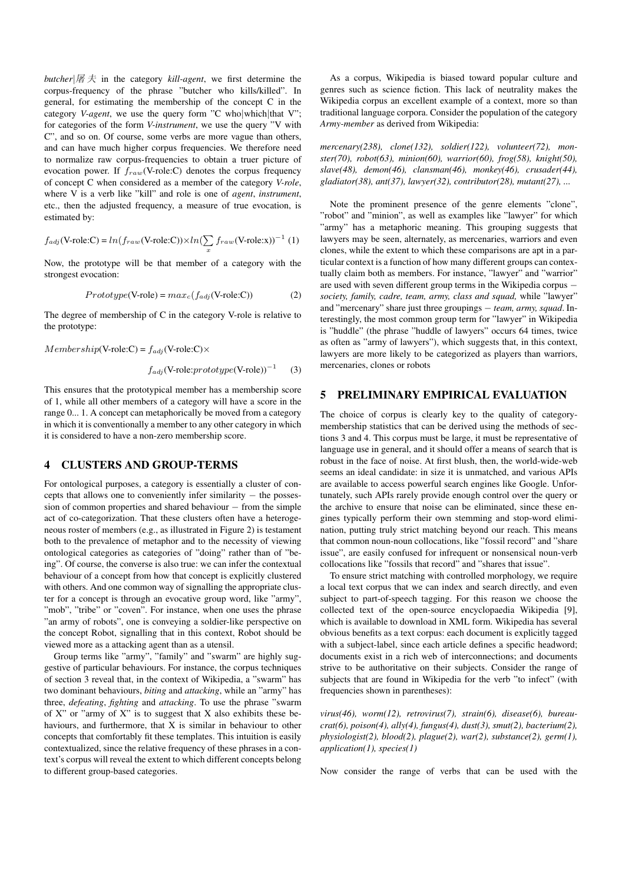*butcher|屠夫* in the category *kill-agent*, we first determine the corpus-frequency of the phrase "butcher who kills/killed". In general, for estimating the membership of the concept C in the category *V-agent*, we use the query form "C who|which|that V"; for categories of the form *V-instrument*, we use the query "V with C", and so on. Of course, some verbs are more vague than others, and can have much higher corpus frequencies. We therefore need to normalize raw corpus-frequencies to obtain a truer picture of evocation power. If $f_{raw}$(V-role:C) denotes the corpus frequency of concept C when considered as a member of the category *V-role*, where V is a verb like "kill" and role is one of *agent*, *instrument*, etc., then the adjusted frequency, a measure of true evocation, is estimated by:

$$f_{adj}(\text{V-role:C}) = ln(f_{raw}(\text{V-role:C})) \times ln(\sum_x f_{raw}(\text{V-role:x}))^{-1} \quad (1)$$

Now, the prototype will be that member of a category with the strongest evocation:

$$Prototype(\text{V-role}) = max_c(f_{adj}(\text{V-role:C})) \quad (2)$$

The degree of membership of C in the category V-role is relative to the prototype:

$$Membership(\text{V-role:C}) = f_{adj}(\text{V-role:C}) \times f_{adj}(\text{V-role:}prototype(\text{V-role}))^{-1} \quad (3)$$

This ensures that the prototypical member has a membership score of 1, while all other members of a category will have a score in the range 0... 1. A concept can metaphorically be moved from a category in which it is conventionally a member to any other category in which it is considered to have a non-zero membership score.

## 4 CLUSTERS AND GROUP-TERMS

For ontological purposes, a category is essentially a cluster of concepts that allows one to conveniently infer similarity − the possession of common properties and shared behaviour − from the simple act of co-categorization. That these clusters often have a heterogeneous roster of members (e.g., as illustrated in Figure 2) is testament both to the prevalence of metaphor and to the necessity of viewing ontological categories as categories of "doing" rather than of "being". Of course, the converse is also true: we can infer the contextual behaviour of a concept from how that concept is explicitly clustered with others. And one common way of signalling the appropriate cluster for a concept is through an evocative group word, like "army", "mob", "tribe" or "coven". For instance, when one uses the phrase "an army of robots", one is conveying a soldier-like perspective on the concept Robot, signalling that in this context, Robot should be viewed more as a attacking agent than as a utensil.

Group terms like "army", "family" and "swarm" are highly suggestive of particular behaviours. For instance, the corpus techniques of section 3 reveal that, in the context of Wikipedia, a "swarm" has two dominant behaviours, *biting* and *attacking*, while an "army" has three, *defeating*, *fighting* and *attacking*. To use the phrase "swarm of X" or "army of X" is to suggest that X also exhibits these behaviours, and furthermore, that X is similar in behaviour to other concepts that comfortably fit these templates. This intuition is easily contextualized, since the relative frequency of these phrases in a context's corpus will reveal the extent to which different concepts belong to different group-based categories.

As a corpus, Wikipedia is biased toward popular culture and genres such as science fiction. This lack of neutrality makes the Wikipedia corpus an excellent example of a context, more so than traditional language corpora. Consider the population of the category *Army-member* as derived from Wikipedia:

*mercenary(238), clone(132), soldier(122), volunteer(72), monster(70), robot(63), minion(60), warrior(60), frog(58), knight(50), slave(48), demon(46), clansman(46), monkey(46), crusader(44), gladiator(38), ant(37), lawyer(32), contributor(28), mutant(27), ...*

Note the prominent presence of the genre elements "clone", "robot" and "minion", as well as examples like "lawyer" for which "army" has a metaphoric meaning. This grouping suggests that lawyers may be seen, alternately, as mercenaries, warriors and even clones, while the extent to which these comparisons are apt in a particular context is a function of how many different groups can contextually claim both as members. For instance, "lawyer" and "warrior" are used with seven different group terms in the Wikipedia corpus − *society, family, cadre, team, army, class and squad,* while "lawyer" and "mercenary" share just three groupings − *team, army, squad*. Interestingly, the most common group term for "lawyer" in Wikipedia is "huddle" (the phrase "huddle of lawyers" occurs 64 times, twice as often as "army of lawyers"), which suggests that, in this context, lawyers are more likely to be categorized as players than warriors, mercenaries, clones or robots

## 5 PRELIMINARY EMPIRICAL EVALUATION

The choice of corpus is clearly key to the quality of category-membership statistics that can be derived using the methods of sections 3 and 4. This corpus must be large, it must be representative of language use in general, and it should offer a means of search that is robust in the face of noise. At first blush, then, the world-wide-web seems an ideal candidate: in size it is unmatched, and various APIs are available to access powerful search engines like Google. Unfortunately, such APIs rarely provide enough control over the query or the archive to ensure that noise can be eliminated, since these engines typically perform their own stemming and stop-word elimination, putting truly strict matching beyond our reach. This means that common noun-noun collocations, like "fossil record" and "share issue", are easily confused for infrequent or nonsensical noun-verb collocations like "fossils that record" and "shares that issue".

To ensure strict matching with controlled morphology, we require a local text corpus that we can index and search directly, and even subject to part-of-speech tagging. For this reason we choose the collected text of the open-source encyclopaedia Wikipedia [9], which is available to download in XML form. Wikipedia has several obvious benefits as a text corpus: each document is explicitly tagged with a subject-label, since each article defines a specific headword; documents exist in a rich web of interconnections; and documents strive to be authoritative on their subjects. Consider the range of subjects that are found in Wikipedia for the verb "to infect" (with frequencies shown in parentheses):

*virus(46), worm(12), retrovirus(7), strain(6), disease(6), bureaucrat(6), poison(4), ally(4), fungus(4), dust(3), smut(2), bacterium(2), physiologist(2), blood(2), plague(2), war(2), substance(2), germ(1), application(1), species(1)*

Now consider the range of verbs that can be used with the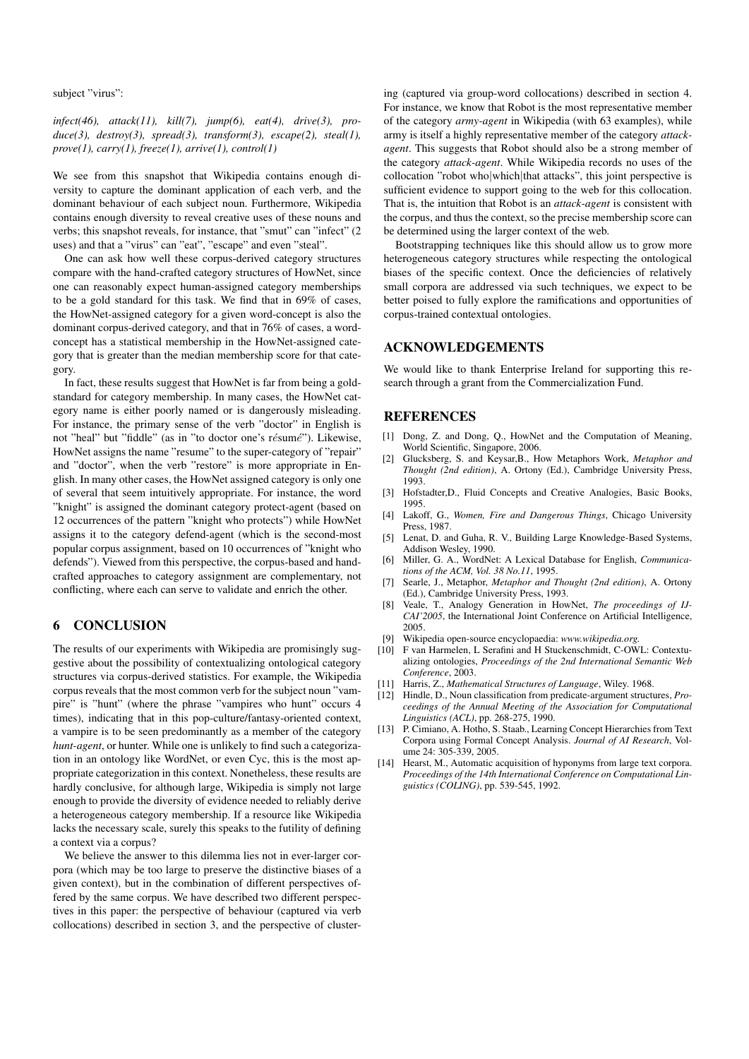subject "virus":

*infect(46), attack(11), kill(7), jump(6), eat(4), drive(3), produce(3), destroy(3), spread(3), transform(3), escape(2), steal(1), prove(1), carry(1), freeze(1), arrive(1), control(1)*

We see from this snapshot that Wikipedia contains enough diversity to capture the dominant application of each verb, and the dominant behaviour of each subject noun. Furthermore, Wikipedia contains enough diversity to reveal creative uses of these nouns and verbs; this snapshot reveals, for instance, that "smut" can "infect" (2 uses) and that a "virus" can "eat", "escape" and even "steal".

One can ask how well these corpus-derived category structures compare with the hand-crafted category structures of HowNet, since one can reasonably expect human-assigned category memberships to be a gold standard for this task. We find that in 69% of cases, the HowNet-assigned category for a given word-concept is also the dominant corpus-derived category, and that in 76% of cases, a word-concept has a statistical membership in the HowNet-assigned category that is greater than the median membership score for that category.

In fact, these results suggest that HowNet is far from being a gold-standard for category membership. In many cases, the HowNet category name is either poorly named or is dangerously misleading. For instance, the primary sense of the verb "doctor" in English is not "heal" but "fiddle" (as in "to doctor one's résumé"). Likewise, HowNet assigns the name "resume" to the super-category of "repair" and "doctor", when the verb "restore" is more appropriate in English. In many other cases, the HowNet assigned category is only one of several that seem intuitively appropriate. For instance, the word "knight" is assigned the dominant category protect-agent (based on 12 occurrences of the pattern "knight who protects") while HowNet assigns it to the category defend-agent (which is the second-most popular corpus assignment, based on 10 occurrences of "knight who defends"). Viewed from this perspective, the corpus-based and hand-crafted approaches to category assignment are complementary, not conflicting, where each can serve to validate and enrich the other.

## 6 CONCLUSION

The results of our experiments with Wikipedia are promisingly suggestive about the possibility of contextualizing ontological category structures via corpus-derived statistics. For example, the Wikipedia corpus reveals that the most common verb for the subject noun "vampire" is "hunt" (where the phrase "vampires who hunt" occurs 4 times), indicating that in this pop-culture/fantasy-oriented context, a vampire is to be seen predominantly as a member of the category *hunt-agent*, or hunter. While one is unlikely to find such a categorization in an ontology like WordNet, or even Cyc, this is the most appropriate categorization in this context. Nonetheless, these results are hardly conclusive, for although large, Wikipedia is simply not large enough to provide the diversity of evidence needed to reliably derive a heterogeneous category membership. If a resource like Wikipedia lacks the necessary scale, surely this speaks to the futility of defining a context via a corpus?

We believe the answer to this dilemma lies not in ever-larger corpora (which may be too large to preserve the distinctive biases of a given context), but in the combination of different perspectives offered by the same corpus. We have described two different perspectives in this paper: the perspective of behaviour (captured via verb collocations) described in section 3, and the perspective of clustering (captured via group-word collocations) described in section 4. For instance, we know that Robot is the most representative member of the category *army-agent* in Wikipedia (with 63 examples), while army is itself a highly representative member of the category *attack-agent*. This suggests that Robot should also be a strong member of the category *attack-agent*. While Wikipedia records no uses of the collocation "robot who|which|that attacks", this joint perspective is sufficient evidence to support going to the web for this collocation. That is, the intuition that Robot is an *attack-agent* is consistent with the corpus, and thus the context, so the precise membership score can be determined using the larger context of the web.

Bootstrapping techniques like this should allow us to grow more heterogeneous category structures while respecting the ontological biases of the specific context. Once the deficiencies of relatively small corpora are addressed via such techniques, we expect to be better poised to fully explore the ramifications and opportunities of corpus-trained contextual ontologies.

## ACKNOWLEDGEMENTS

We would like to thank Enterprise Ireland for supporting this research through a grant from the Commercialization Fund.

## REFERENCES

[1] Dong, Z. and Dong, Q., HowNet and the Computation of Meaning, World Scientific, Singapore, 2006.

[2] Glucksberg, S. and Keysar,B., How Metaphors Work, *Metaphor and Thought (2nd edition)*, A. Ortony (Ed.), Cambridge University Press, 1993.

[3] Hofstadter,D., Fluid Concepts and Creative Analogies, Basic Books, 1995.

[4] Lakoff, G., *Women, Fire and Dangerous Things*, Chicago University Press, 1987.

[5] Lenat, D. and Guha, R. V., Building Large Knowledge-Based Systems, Addison Wesley, 1990.

[6] Miller, G. A., WordNet: A Lexical Database for English, *Communications of the ACM, Vol. 38 No.11*, 1995.

[7] Searle, J., Metaphor, *Metaphor and Thought (2nd edition)*, A. Ortony (Ed.), Cambridge University Press, 1993.

[8] Veale, T., Analogy Generation in HowNet, *The proceedings of IJCAI'2005*, the International Joint Conference on Artificial Intelligence, 2005.

[9] Wikipedia open-source encyclopaedia: *www.wikipedia.org.*

[10] F van Harmelen, L Serafini and H Stuckenschmidt, C-OWL: Contextualizing ontologies, *Proceedings of the 2nd International Semantic Web Conference*, 2003.

[11] Harris, Z., *Mathematical Structures of Language*, Wiley. 1968.

[12] Hindle, D., Noun classification from predicate-argument structures, *Proceedings of the Annual Meeting of the Association for Computational Linguistics (ACL)*, pp. 268-275, 1990.

[13] P. Cimiano, A. Hotho, S. Staab., Learning Concept Hierarchies from Text Corpora using Formal Concept Analysis. *Journal of AI Research*, Volume 24: 305-339, 2005.

[14] Hearst, M., Automatic acquisition of hyponyms from large text corpora. *Proceedings of the 14th International Conference on Computational Linguistics (COLING)*, pp. 539-545, 1992.